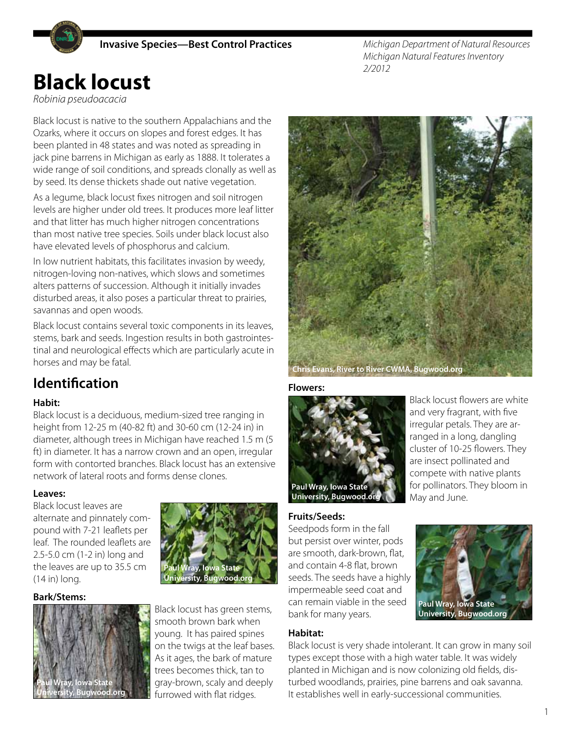**Invasive Species—Best Control Practices**

*Michigan Department of Natural Resources*
*Michigan Natural Features Inventory*
*2/2012*

# Black locust

*Robinia pseudoacacia*

Black locust is native to the southern Appalachians and the Ozarks, where it occurs on slopes and forest edges. It has been planted in 48 states and was noted as spreading in jack pine barrens in Michigan as early as 1888. It tolerates a wide range of soil conditions, and spreads clonally as well as by seed. Its dense thickets shade out native vegetation.

As a legume, black locust fixes nitrogen and soil nitrogen levels are higher under old trees. It produces more leaf litter and that litter has much higher nitrogen concentrations than most native tree species. Soils under black locust also have elevated levels of phosphorus and calcium.

In low nutrient habitats, this facilitates invasion by weedy, nitrogen-loving non-natives, which slows and sometimes alters patterns of succession. Although it initially invades disturbed areas, it also poses a particular threat to prairies, savannas and open woods.

Black locust contains several toxic components in its leaves, stems, bark and seeds. Ingestion results in both gastrointestinal and neurological effects which are particularly acute in horses and may be fatal.

Chris Evans, River to River CWMA, Bugwood.org

## Identification

### Habit:

Black locust is a deciduous, medium-sized tree ranging in height from 12-25 m (40-82 ft) and 30-60 cm (12-24 in) in diameter, although trees in Michigan have reached 1.5 m (5 ft) in diameter. It has a narrow crown and an open, irregular form with contorted branches. Black locust has an extensive network of lateral roots and forms dense clones.

### Leaves:

Black locust leaves are alternate and pinnately compound with 7-21 leaflets per leaf. The rounded leaflets are 2.5-5.0 cm (1-2 in) long and the leaves are up to 35.5 cm (14 in) long.

Paul Wray, Iowa State University, Bugwood.org

### Bark/Stems:

Black locust has green stems, smooth brown bark when young. It has paired spines on the twigs at the leaf bases. As it ages, the bark of mature trees becomes thick, tan to gray-brown, scaly and deeply furrowed with flat ridges.

Paul Wray, Iowa State University, Bugwood.org

### Flowers:

Black locust flowers are white and very fragrant, with five irregular petals. They are arranged in a long, dangling cluster of 10-25 flowers. They are insect pollinated and compete with native plants for pollinators. They bloom in May and June.

Paul Wray, Iowa State University, Bugwood.org

### Fruits/Seeds:

Seedpods form in the fall but persist over winter, pods are smooth, dark-brown, flat, and contain 4-8 flat, brown seeds. The seeds have a highly impermeable seed coat and can remain viable in the seed bank for many years.

Paul Wray, Iowa State University, Bugwood.org

### Habitat:

Black locust is very shade intolerant. It can grow in many soil types except those with a high water table. It was widely planted in Michigan and is now colonizing old fields, disturbed woodlands, prairies, pine barrens and oak savanna. It establishes well in early-successional communities.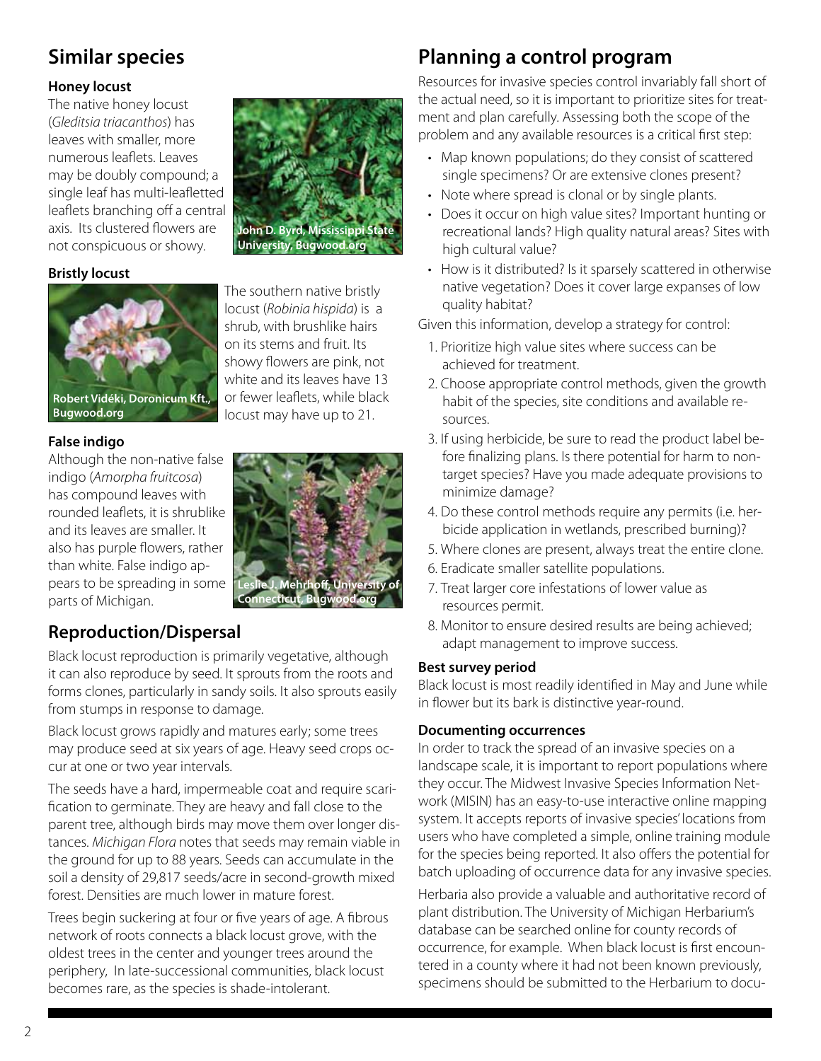## Similar species

**Honey locust**

The native honey locust (*Gleditsia triacanthos*) has leaves with smaller, more numerous leaflets. Leaves may be doubly compound; a single leaf has multi-leafletted leaflets branching off a central axis. Its clustered flowers are not conspicuous or showy.

John D. Byrd, Mississippi State University, Bugwood.org

**Bristly locust**

Robert Vidéki, Doronicum Kft., Bugwood.org

The southern native bristly locust (*Robinia hispida*) is a shrub, with brushlike hairs on its stems and fruit. Its showy flowers are pink, not white and its leaves have 13 or fewer leaflets, while black locust may have up to 21.

**False indigo**

Although the non-native false indigo (*Amorpha fruitcosa*) has compound leaves with rounded leaflets, it is shrublike and its leaves are smaller. It also has purple flowers, rather than white. False indigo appears to be spreading in some parts of Michigan.

Leslie J. Mehrhoff, University of Connecticut, Bugwood.org

## Reproduction/Dispersal

Black locust reproduction is primarily vegetative, although it can also reproduce by seed. It sprouts from the roots and forms clones, particularly in sandy soils. It also sprouts easily from stumps in response to damage.

Black locust grows rapidly and matures early; some trees may produce seed at six years of age. Heavy seed crops occur at one or two year intervals.

The seeds have a hard, impermeable coat and require scarification to germinate. They are heavy and fall close to the parent tree, although birds may move them over longer distances. *Michigan Flora* notes that seeds may remain viable in the ground for up to 88 years. Seeds can accumulate in the soil a density of 29,817 seeds/acre in second-growth mixed forest. Densities are much lower in mature forest.

Trees begin suckering at four or five years of age. A fibrous network of roots connects a black locust grove, with the oldest trees in the center and younger trees around the periphery, In late-successional communities, black locust becomes rare, as the species is shade-intolerant.

## Planning a control program

Resources for invasive species control invariably fall short of the actual need, so it is important to prioritize sites for treatment and plan carefully. Assessing both the scope of the problem and any available resources is a critical first step:

- Map known populations; do they consist of scattered single specimens? Or are extensive clones present?
- Note where spread is clonal or by single plants.
- Does it occur on high value sites? Important hunting or recreational lands? High quality natural areas? Sites with high cultural value?
- How is it distributed? Is it sparsely scattered in otherwise native vegetation? Does it cover large expanses of low quality habitat?

Given this information, develop a strategy for control:

1. Prioritize high value sites where success can be achieved for treatment.
2. Choose appropriate control methods, given the growth habit of the species, site conditions and available resources.
3. If using herbicide, be sure to read the product label before finalizing plans. Is there potential for harm to non-target species? Have you made adequate provisions to minimize damage?
4. Do these control methods require any permits (i.e. herbicide application in wetlands, prescribed burning)?
5. Where clones are present, always treat the entire clone.
6. Eradicate smaller satellite populations.
7. Treat larger core infestations of lower value as resources permit.
8. Monitor to ensure desired results are being achieved; adapt management to improve success.

**Best survey period**

Black locust is most readily identified in May and June while in flower but its bark is distinctive year-round.

**Documenting occurrences**

In order to track the spread of an invasive species on a landscape scale, it is important to report populations where they occur. The Midwest Invasive Species Information Network (MISIN) has an easy-to-use interactive online mapping system. It accepts reports of invasive species' locations from users who have completed a simple, online training module for the species being reported. It also offers the potential for batch uploading of occurrence data for any invasive species.

Herbaria also provide a valuable and authoritative record of plant distribution. The University of Michigan Herbarium's database can be searched online for county records of occurrence, for example. When black locust is first encountered in a county where it had not been known previously, specimens should be submitted to the Herbarium to docu-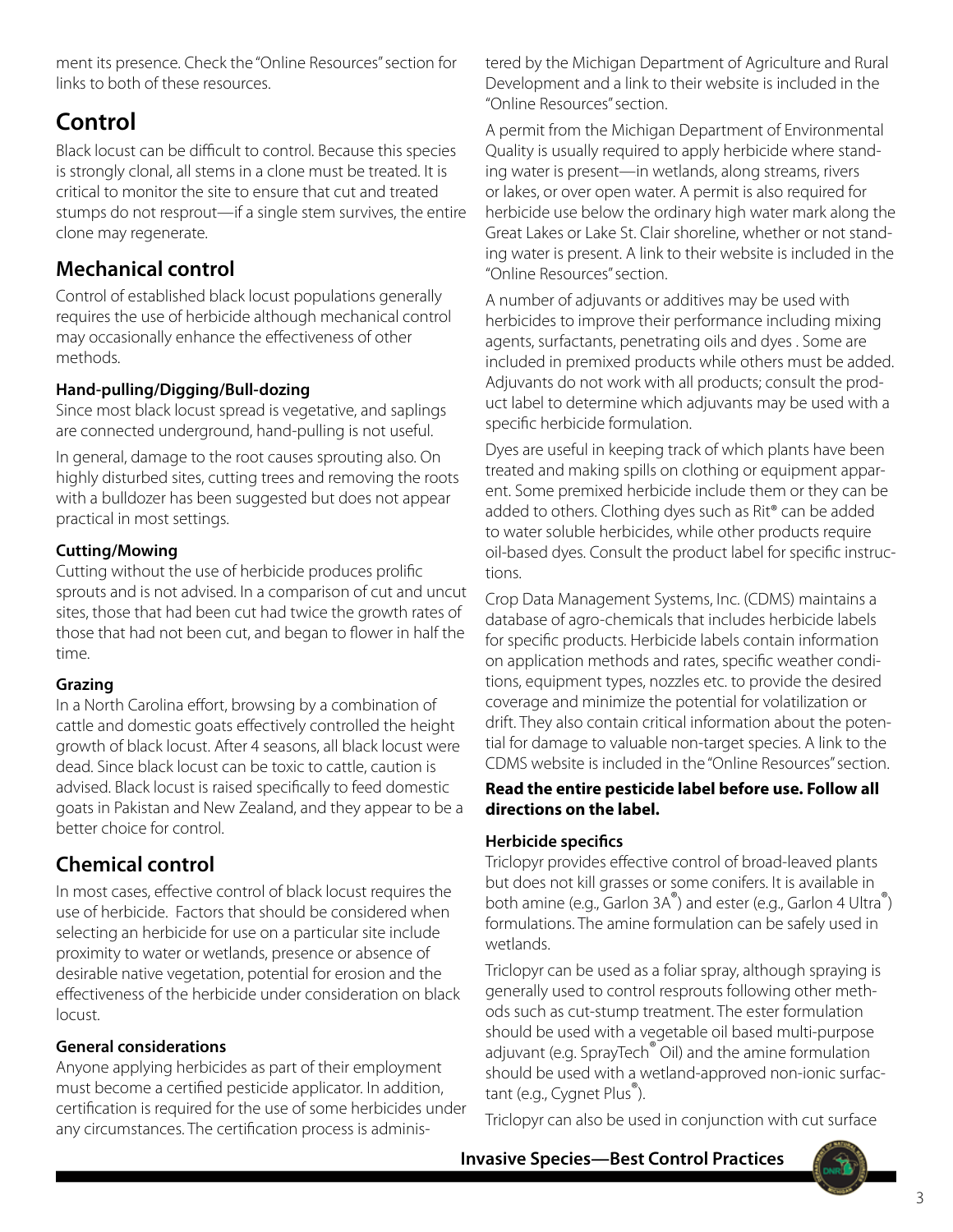ment its presence. Check the "Online Resources" section for links to both of these resources.

## Control

Black locust can be difficult to control. Because this species is strongly clonal, all stems in a clone must be treated. It is critical to monitor the site to ensure that cut and treated stumps do not resprout—if a single stem survives, the entire clone may regenerate.

### Mechanical control

Control of established black locust populations generally requires the use of herbicide although mechanical control may occasionally enhance the effectiveness of other methods.

#### Hand-pulling/Digging/Bull-dozing

Since most black locust spread is vegetative, and saplings are connected underground, hand-pulling is not useful.

In general, damage to the root causes sprouting also. On highly disturbed sites, cutting trees and removing the roots with a bulldozer has been suggested but does not appear practical in most settings.

#### Cutting/Mowing

Cutting without the use of herbicide produces prolific sprouts and is not advised. In a comparison of cut and uncut sites, those that had been cut had twice the growth rates of those that had not been cut, and began to flower in half the time.

#### Grazing

In a North Carolina effort, browsing by a combination of cattle and domestic goats effectively controlled the height growth of black locust. After 4 seasons, all black locust were dead. Since black locust can be toxic to cattle, caution is advised. Black locust is raised specifically to feed domestic goats in Pakistan and New Zealand, and they appear to be a better choice for control.

### Chemical control

In most cases, effective control of black locust requires the use of herbicide. Factors that should be considered when selecting an herbicide for use on a particular site include proximity to water or wetlands, presence or absence of desirable native vegetation, potential for erosion and the effectiveness of the herbicide under consideration on black locust.

#### General considerations

Anyone applying herbicides as part of their employment must become a certified pesticide applicator. In addition, certification is required for the use of some herbicides under any circumstances. The certification process is administered by the Michigan Department of Agriculture and Rural Development and a link to their website is included in the "Online Resources" section.

A permit from the Michigan Department of Environmental Quality is usually required to apply herbicide where standing water is present—in wetlands, along streams, rivers or lakes, or over open water. A permit is also required for herbicide use below the ordinary high water mark along the Great Lakes or Lake St. Clair shoreline, whether or not standing water is present. A link to their website is included in the "Online Resources" section.

A number of adjuvants or additives may be used with herbicides to improve their performance including mixing agents, surfactants, penetrating oils and dyes . Some are included in premixed products while others must be added. Adjuvants do not work with all products; consult the product label to determine which adjuvants may be used with a specific herbicide formulation.

Dyes are useful in keeping track of which plants have been treated and making spills on clothing or equipment apparent. Some premixed herbicide include them or they can be added to others. Clothing dyes such as Rit® can be added to water soluble herbicides, while other products require oil-based dyes. Consult the product label for specific instructions.

Crop Data Management Systems, Inc. (CDMS) maintains a database of agro-chemicals that includes herbicide labels for specific products. Herbicide labels contain information on application methods and rates, specific weather conditions, equipment types, nozzles etc. to provide the desired coverage and minimize the potential for volatilization or drift. They also contain critical information about the potential for damage to valuable non-target species. A link to the CDMS website is included in the "Online Resources" section.

**Read the entire pesticide label before use. Follow all directions on the label.**

#### Herbicide specifics

Triclopyr provides effective control of broad-leaved plants but does not kill grasses or some conifers. It is available in both amine (e.g., Garlon 3A®) and ester (e.g., Garlon 4 Ultra®) formulations. The amine formulation can be safely used in wetlands.

Triclopyr can be used as a foliar spray, although spraying is generally used to control resprouts following other methods such as cut-stump treatment. The ester formulation should be used with a vegetable oil based multi-purpose adjuvant (e.g. SprayTech® Oil) and the amine formulation should be used with a wetland-approved non-ionic surfactant (e.g., Cygnet Plus®).

Triclopyr can also be used in conjunction with cut surface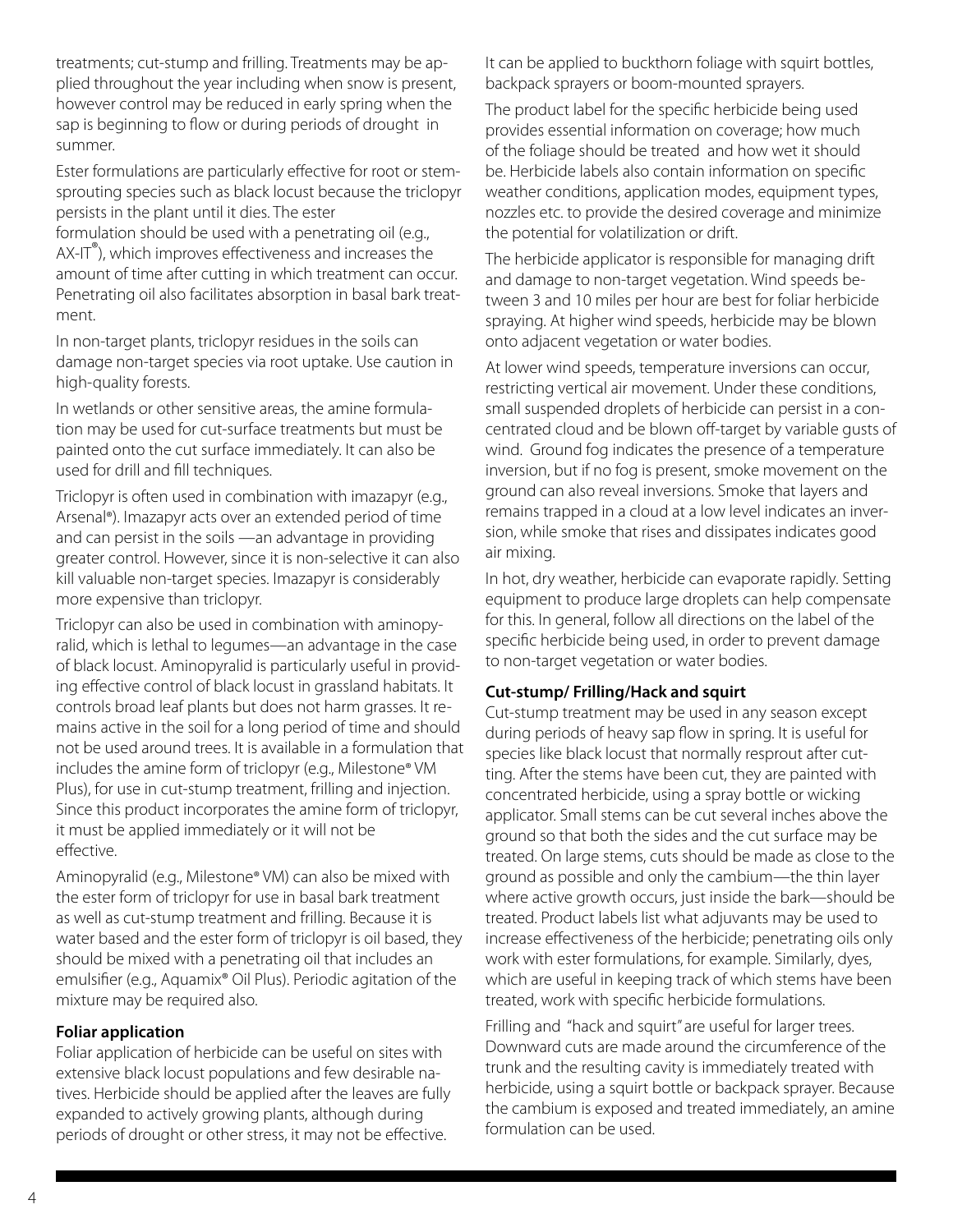treatments; cut-stump and frilling. Treatments may be applied throughout the year including when snow is present, however control may be reduced in early spring when the sap is beginning to flow or during periods of drought in summer.

Ester formulations are particularly effective for root or stem-sprouting species such as black locust because the triclopyr persists in the plant until it dies. The ester formulation should be used with a penetrating oil (e.g., AX-IT®), which improves effectiveness and increases the amount of time after cutting in which treatment can occur. Penetrating oil also facilitates absorption in basal bark treatment.

In non-target plants, triclopyr residues in the soils can damage non-target species via root uptake. Use caution in high-quality forests.

In wetlands or other sensitive areas, the amine formulation may be used for cut-surface treatments but must be painted onto the cut surface immediately. It can also be used for drill and fill techniques.

Triclopyr is often used in combination with imazapyr (e.g., Arsenal®). Imazapyr acts over an extended period of time and can persist in the soils —an advantage in providing greater control. However, since it is non-selective it can also kill valuable non-target species. Imazapyr is considerably more expensive than triclopyr.

Triclopyr can also be used in combination with aminopyralid, which is lethal to legumes—an advantage in the case of black locust. Aminopyralid is particularly useful in providing effective control of black locust in grassland habitats. It controls broad leaf plants but does not harm grasses. It remains active in the soil for a long period of time and should not be used around trees. It is available in a formulation that includes the amine form of triclopyr (e.g., Milestone® VM Plus), for use in cut-stump treatment, frilling and injection. Since this product incorporates the amine form of triclopyr, it must be applied immediately or it will not be effective.

Aminopyralid (e.g., Milestone® VM) can also be mixed with the ester form of triclopyr for use in basal bark treatment as well as cut-stump treatment and frilling. Because it is water based and the ester form of triclopyr is oil based, they should be mixed with a penetrating oil that includes an emulsifier (e.g., Aquamix® Oil Plus). Periodic agitation of the mixture may be required also.

**Foliar application**

Foliar application of herbicide can be useful on sites with extensive black locust populations and few desirable natives. Herbicide should be applied after the leaves are fully expanded to actively growing plants, although during periods of drought or other stress, it may not be effective. It can be applied to buckthorn foliage with squirt bottles, backpack sprayers or boom-mounted sprayers.

The product label for the specific herbicide being used provides essential information on coverage; how much of the foliage should be treated and how wet it should be. Herbicide labels also contain information on specific weather conditions, application modes, equipment types, nozzles etc. to provide the desired coverage and minimize the potential for volatilization or drift.

The herbicide applicator is responsible for managing drift and damage to non-target vegetation. Wind speeds between 3 and 10 miles per hour are best for foliar herbicide spraying. At higher wind speeds, herbicide may be blown onto adjacent vegetation or water bodies.

At lower wind speeds, temperature inversions can occur, restricting vertical air movement. Under these conditions, small suspended droplets of herbicide can persist in a concentrated cloud and be blown off-target by variable gusts of wind. Ground fog indicates the presence of a temperature inversion, but if no fog is present, smoke movement on the ground can also reveal inversions. Smoke that layers and remains trapped in a cloud at a low level indicates an inversion, while smoke that rises and dissipates indicates good air mixing.

In hot, dry weather, herbicide can evaporate rapidly. Setting equipment to produce large droplets can help compensate for this. In general, follow all directions on the label of the specific herbicide being used, in order to prevent damage to non-target vegetation or water bodies.

**Cut-stump/ Frilling/Hack and squirt**

Cut-stump treatment may be used in any season except during periods of heavy sap flow in spring. It is useful for species like black locust that normally resprout after cutting. After the stems have been cut, they are painted with concentrated herbicide, using a spray bottle or wicking applicator. Small stems can be cut several inches above the ground so that both the sides and the cut surface may be treated. On large stems, cuts should be made as close to the ground as possible and only the cambium—the thin layer where active growth occurs, just inside the bark—should be treated. Product labels list what adjuvants may be used to increase effectiveness of the herbicide; penetrating oils only work with ester formulations, for example. Similarly, dyes, which are useful in keeping track of which stems have been treated, work with specific herbicide formulations.

Frilling and "hack and squirt" are useful for larger trees. Downward cuts are made around the circumference of the trunk and the resulting cavity is immediately treated with herbicide, using a squirt bottle or backpack sprayer. Because the cambium is exposed and treated immediately, an amine formulation can be used.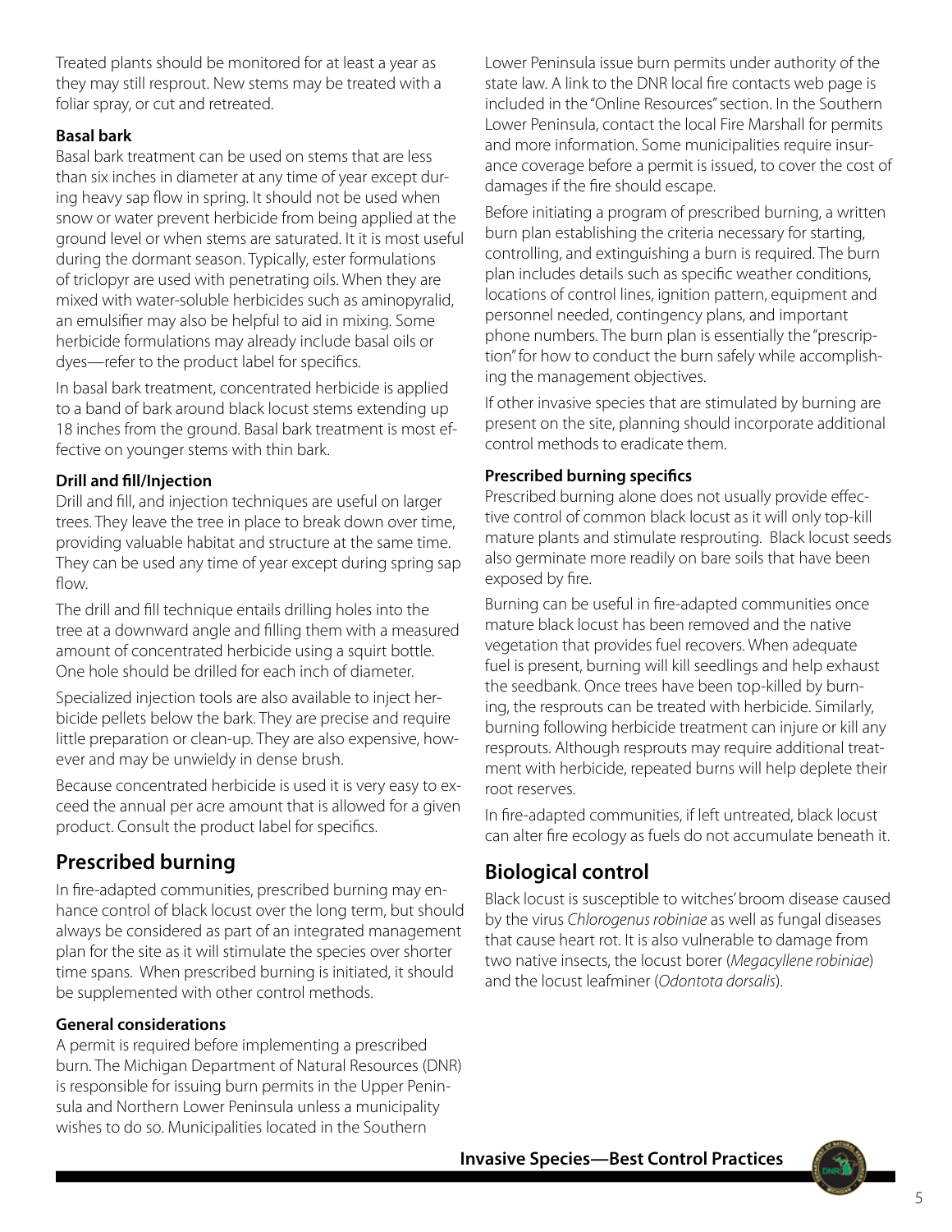Treated plants should be monitored for at least a year as they may still resprout. New stems may be treated with a foliar spray, or cut and retreated.

**Basal bark**

Basal bark treatment can be used on stems that are less than six inches in diameter at any time of year except during heavy sap flow in spring. It should not be used when snow or water prevent herbicide from being applied at the ground level or when stems are saturated. It it is most useful during the dormant season. Typically, ester formulations of triclopyr are used with penetrating oils. When they are mixed with water-soluble herbicides such as aminopyralid, an emulsifier may also be helpful to aid in mixing. Some herbicide formulations may already include basal oils or dyes—refer to the product label for specifics.

In basal bark treatment, concentrated herbicide is applied to a band of bark around black locust stems extending up 18 inches from the ground. Basal bark treatment is most effective on younger stems with thin bark.

**Drill and fill/Injection**

Drill and fill, and injection techniques are useful on larger trees. They leave the tree in place to break down over time, providing valuable habitat and structure at the same time. They can be used any time of year except during spring sap flow.

The drill and fill technique entails drilling holes into the tree at a downward angle and filling them with a measured amount of concentrated herbicide using a squirt bottle. One hole should be drilled for each inch of diameter.

Specialized injection tools are also available to inject herbicide pellets below the bark. They are precise and require little preparation or clean-up. They are also expensive, however and may be unwieldy in dense brush.

Because concentrated herbicide is used it is very easy to exceed the annual per acre amount that is allowed for a given product. Consult the product label for specifics.

## Prescribed burning

In fire-adapted communities, prescribed burning may enhance control of black locust over the long term, but should always be considered as part of an integrated management plan for the site as it will stimulate the species over shorter time spans. When prescribed burning is initiated, it should be supplemented with other control methods.

**General considerations**

A permit is required before implementing a prescribed burn. The Michigan Department of Natural Resources (DNR) is responsible for issuing burn permits in the Upper Peninsula and Northern Lower Peninsula unless a municipality wishes to do so. Municipalities located in the Southern Lower Peninsula issue burn permits under authority of the state law. A link to the DNR local fire contacts web page is included in the "Online Resources" section. In the Southern Lower Peninsula, contact the local Fire Marshall for permits and more information. Some municipalities require insurance coverage before a permit is issued, to cover the cost of damages if the fire should escape.

Before initiating a program of prescribed burning, a written burn plan establishing the criteria necessary for starting, controlling, and extinguishing a burn is required. The burn plan includes details such as specific weather conditions, locations of control lines, ignition pattern, equipment and personnel needed, contingency plans, and important phone numbers. The burn plan is essentially the "prescription" for how to conduct the burn safely while accomplishing the management objectives.

If other invasive species that are stimulated by burning are present on the site, planning should incorporate additional control methods to eradicate them.

**Prescribed burning specifics**

Prescribed burning alone does not usually provide effective control of common black locust as it will only top-kill mature plants and stimulate resprouting. Black locust seeds also germinate more readily on bare soils that have been exposed by fire.

Burning can be useful in fire-adapted communities once mature black locust has been removed and the native vegetation that provides fuel recovers. When adequate fuel is present, burning will kill seedlings and help exhaust the seedbank. Once trees have been top-killed by burning, the resprouts can be treated with herbicide. Similarly, burning following herbicide treatment can injure or kill any resprouts. Although resprouts may require additional treatment with herbicide, repeated burns will help deplete their root reserves.

In fire-adapted communities, if left untreated, black locust can alter fire ecology as fuels do not accumulate beneath it.

## Biological control

Black locust is susceptible to witches' broom disease caused by the virus *Chlorogenus robiniae* as well as fungal diseases that cause heart rot. It is also vulnerable to damage from two native insects, the locust borer (*Megacyllene robiniae*) and the locust leafminer (*Odontota dorsalis*).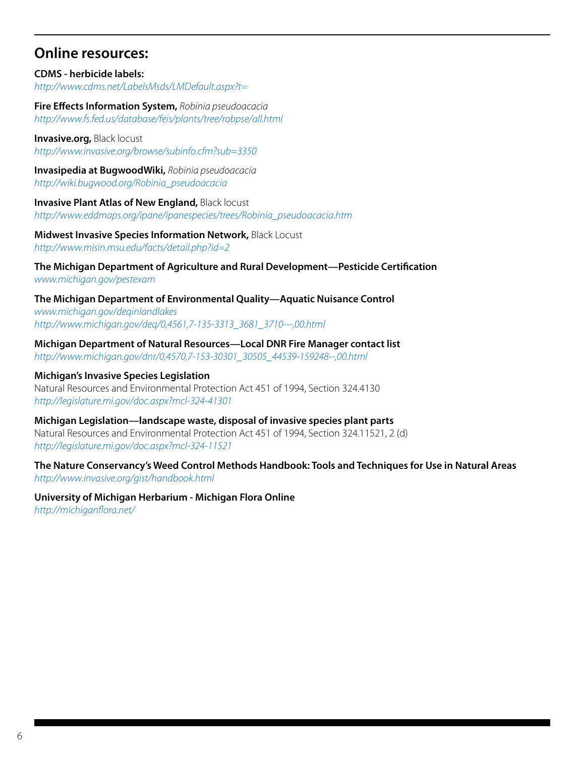## Online resources:

**CDMS - herbicide labels:**
*http://www.cdms.net/LabelsMsds/LMDefault.aspx?t=*

**Fire Effects Information System,** *Robinia pseudoacacia*
*http://www.fs.fed.us/database/feis/plants/tree/robpse/all.html*

**Invasive.org,** Black locust
*http://www.invasive.org/browse/subinfo.cfm?sub=3350*

**Invasipedia at BugwoodWiki,** *Robinia pseudoacacia*
*http://wiki.bugwood.org/Robinia_pseudoacacia*

**Invasive Plant Atlas of New England,** Black locust
*http://www.eddmaps.org/ipane/ipanespecies/trees/Robinia_pseudoacacia.htm*

**Midwest Invasive Species Information Network,** Black Locust
*http://www.misin.msu.edu/facts/detail.php?id=2*

**The Michigan Department of Agriculture and Rural Development—Pesticide Certification**
*www.michigan.gov/pestexam*

**The Michigan Department of Environmental Quality—Aquatic Nuisance Control**
*www.michigan.gov/deqinlandlakes*
*http://www.michigan.gov/deq/0,4561,7-135-3313_3681_3710---,00.html*

**Michigan Department of Natural Resources—Local DNR Fire Manager contact list**
*http://www.michigan.gov/dnr/0,4570,7-153-30301_30505_44539-159248--,00.html*

**Michigan's Invasive Species Legislation**
Natural Resources and Environmental Protection Act 451 of 1994, Section 324.4130
*http://legislature.mi.gov/doc.aspx?mcl-324-41301*

**Michigan Legislation—landscape waste, disposal of invasive species plant parts**
Natural Resources and Environmental Protection Act 451 of 1994, Section 324.11521, 2 (d)
*http://legislature.mi.gov/doc.aspx?mcl-324-11521*

**The Nature Conservancy's Weed Control Methods Handbook: Tools and Techniques for Use in Natural Areas**
*http://www.invasive.org/gist/handbook.html*

**University of Michigan Herbarium - Michigan Flora Online**
*http://michiganflora.net/*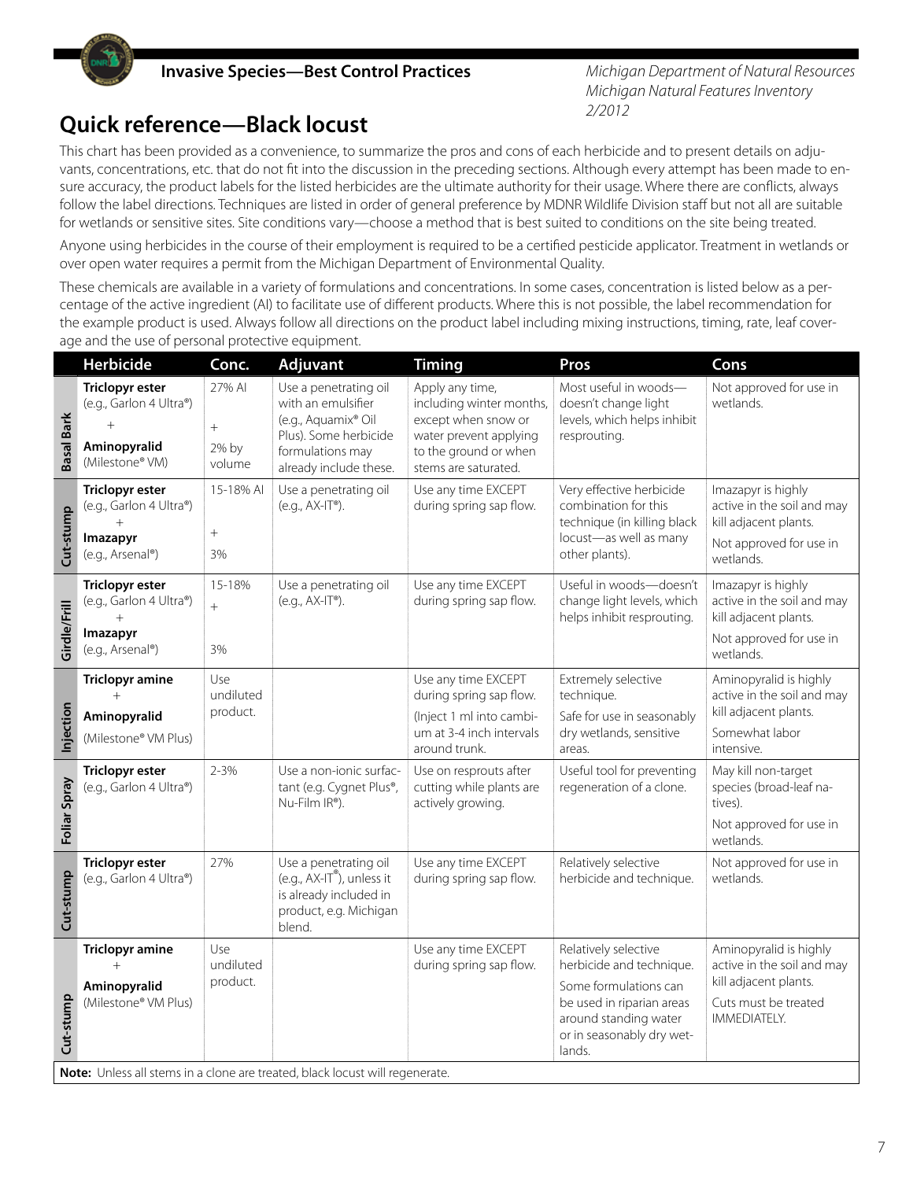**Invasive Species—Best Control Practices**

*Michigan Department of Natural Resources*
*Michigan Natural Features Inventory*
*2/2012*

## Quick reference—Black locust

This chart has been provided as a convenience, to summarize the pros and cons of each herbicide and to present details on adjuvants, concentrations, etc. that do not fit into the discussion in the preceding sections. Although every attempt has been made to ensure accuracy, the product labels for the listed herbicides are the ultimate authority for their usage. Where there are conflicts, always follow the label directions. Techniques are listed in order of general preference by MDNR Wildlife Division staff but not all are suitable for wetlands or sensitive sites. Site conditions vary—choose a method that is best suited to conditions on the site being treated.

Anyone using herbicides in the course of their employment is required to be a certified pesticide applicator. Treatment in wetlands or over open water requires a permit from the Michigan Department of Environmental Quality.

These chemicals are available in a variety of formulations and concentrations. In some cases, concentration is listed below as a percentage of the active ingredient (AI) to facilitate use of different products. Where this is not possible, the label recommendation for the example product is used. Always follow all directions on the product label including mixing instructions, timing, rate, leaf coverage and the use of personal protective equipment.

| | Herbicide | Conc. | Adjuvant | Timing | Pros | Cons |
|---|---|---|---|---|---|---|
| **Basal Bark** | **Triclopyr ester** (e.g., Garlon 4 Ultra®) + **Aminopyralid** (Milestone® VM) | 27% AI + 2% by volume | Use a penetrating oil with an emulsifier (e.g., Aquamix® Oil Plus). Some herbicide formulations may already include these. | Apply any time, including winter months, except when snow or water prevent applying to the ground or when stems are saturated. | Most useful in woods—doesn't change light levels, which helps inhibit resprouting. | Not approved for use in wetlands. |
| **Cut-stump** | **Triclopyr ester** (e.g., Garlon 4 Ultra®) + **Imazapyr** (e.g., Arsenal®) | 15-18% AI + 3% | Use a penetrating oil (e.g., AX-IT®). | Use any time EXCEPT during spring sap flow. | Very effective herbicide combination for this technique (in killing black locust—as well as many other plants). | Imazapyr is highly active in the soil and may kill adjacent plants. Not approved for use in wetlands. |
| **Girdle/Frill** | **Triclopyr ester** (e.g., Garlon 4 Ultra®) + **Imazapyr** (e.g., Arsenal®) | 15-18% + 3% | Use a penetrating oil (e.g., AX-IT®). | Use any time EXCEPT during spring sap flow. | Useful in woods—doesn't change light levels, which helps inhibit resprouting. | Imazapyr is highly active in the soil and may kill adjacent plants. Not approved for use in wetlands. |
| **Injection** | **Triclopyr amine** + **Aminopyralid** (Milestone® VM Plus) | Use undiluted product. | | Use any time EXCEPT during spring sap flow. (Inject 1 ml into cambium at 3-4 inch intervals around trunk. | Extremely selective technique. Safe for use in seasonably dry wetlands, sensitive areas. | Aminopyralid is highly active in the soil and may kill adjacent plants. Somewhat labor intensive. |
| **Foliar Spray** | **Triclopyr ester** (e.g., Garlon 4 Ultra®) | 2-3% | Use a non-ionic surfactant (e.g. Cygnet Plus®, Nu-Film IR®). | Use on resprouts after cutting while plants are actively growing. | Useful tool for preventing regeneration of a clone. | May kill non-target species (broad-leaf natives). Not approved for use in wetlands. |
| **Cut-stump** | **Triclopyr ester** (e.g., Garlon 4 Ultra®) | 27% | Use a penetrating oil (e.g., AX-IT®), unless it is already included in product, e.g. Michigan blend. | Use any time EXCEPT during spring sap flow. | Relatively selective herbicide and technique. | Not approved for use in wetlands. |
| **Cut-stump** | **Triclopyr amine** + **Aminopyralid** (Milestone® VM Plus) | Use undiluted product. | | Use any time EXCEPT during spring sap flow. | Relatively selective herbicide and technique. Some formulations can be used in riparian areas around standing water or in seasonably dry wetlands. | Aminopyralid is highly active in the soil and may kill adjacent plants. Cuts must be treated IMMEDIATELY. |

**Note:** Unless all stems in a clone are treated, black locust will regenerate.